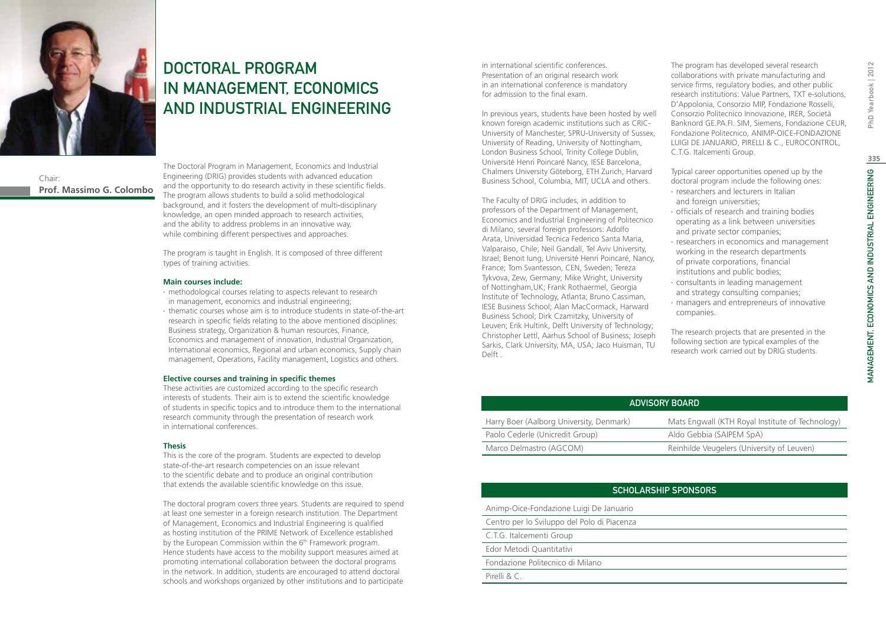# DOCTORAL PROGRAM IN MANAGEMENT, ECONOMICS AND INDUSTRIAL ENGINEERING

Chair:
**Prof. Massimo G. Colombo**

The Doctoral Program in Management, Economics and Industrial Engineering (DRIG) provides students with advanced education and the opportunity to do research activity in these scientific fields. The program allows students to build a solid methodological background, and it fosters the development of multi-disciplinary knowledge, an open minded approach to research activities, and the ability to address problems in an innovative way, while combining different perspectives and approaches.

The program is taught in English. It is composed of three different types of training activities.

**Main courses include:**

- methodological courses relating to aspects relevant to research in management, economics and industrial engineering;
- thematic courses whose aim is to introduce students in state-of-the-art research in specific fields relating to the above mentioned disciplines: Business strategy, Organization & human resources, Finance, Economics and management of innovation, Industrial Organization, International economics, Regional and urban economics, Supply chain management, Operations, Facility management, Logistics and others.

**Elective courses and training in specific themes**

These activities are customized according to the specific research interests of students. Their aim is to extend the scientific knowledge of students in specific topics and to introduce them to the international research community through the presentation of research work in international conferences.

**Thesis**

This is the core of the program. Students are expected to develop state-of-the-art research competencies on an issue relevant to the scientific debate and to produce an original contribution that extends the available scientific knowledge on this issue.

The doctoral program covers three years. Students are required to spend at least one semester in a foreign research institution. The Department of Management, Economics and Industrial Engineering is qualified as hosting institution of the PRIME Network of Excellence established by the European Commission within the 6th Framework program. Hence students have access to the mobility support measures aimed at promoting international collaboration between the doctoral programs in the network. In addition, students are encouraged to attend doctoral schools and workshops organized by other institutions and to participate in international scientific conferences. Presentation of an original research work in an international conference is mandatory for admission to the final exam.

In previous years, students have been hosted by well known foreign academic institutions such as CRIC-University of Manchester, SPRU-University of Sussex, University of Reading, University of Nottingham, London Business School, Trinity College Dublin, Université Henri Poincaré Nancy, IESE Barcelona, Chalmers University Göteborg, ETH Zurich, Harvard Business School, Columbia, MIT, UCLA and others.

The Faculty of DRIG includes, in addition to professors of the Department of Management, Economics and Industrial Engineering of Politecnico di Milano, several foreign professors: Adolfo Arata, Universidad Tecnica Federico Santa Maria, Valparaiso, Chile; Neil Gandall, Tel Aviv University, Israel; Benoit Iung, Université Henri Poincaré, Nancy, France; Tom Svantesson, CEN, Sweden; Tereza Tykvova, Zew, Germany; Mike Wright, University of Nottingham,UK; Frank Rothaermel, Georgia Institute of Technology, Atlanta; Bruno Cassiman, IESE Business School; Alan MacCormack, Harward Business School; Dirk Czamitzky, University of Leuven; Erik Hultink, Delft University of Technology; Christopher Lettl, Aarhus School of Business; Joseph Sarkis, Clark University, MA, USA; Jaco Huisman, TU Delft .

The program has developed several research collaborations with private manufacturing and service firms, regulatory bodies, and other public research institutions: Value Partners, TXT e-solutions, D'Appolonia, Consorzio MIP, Fondazione Rosselli, Consorzio Politecnico Innovazione, IRER, Società Banknord GE.PA.FI. SIM, Siemens, Fondazione CEUR, Fondazione Politecnico, ANIMP-OICE-FONDAZIONE LUIGI DE JANUARIO, PIRELLI & C., EUROCONTROL, C.T.G. Italcementi Group.

Typical career opportunities opened up by the doctoral program include the following ones:

- researchers and lecturers in Italian and foreign universities;
- officials of research and training bodies operating as a link between universities and private sector companies;
- researchers in economics and management working in the research departments of private corporations, financial institutions and public bodies;
- consultants in leading management and strategy consulting companies;
- managers and entrepreneurs of innovative companies.

The research projects that are presented in the following section are typical examples of the research work carried out by DRIG students.

| ADVISORY BOARD | |
|---|---|
| Harry Boer (Aalborg University, Denmark) | Mats Engwall (KTH Royal Institute of Technology) |
| Paolo Cederle (Unicredit Group) | Aldo Gebbia (SAIPEM SpA) |
| Marco Delmastro (AGCOM) | Reinhilde Veugelers (University of Leuven) |

| SCHOLARSHIP SPONSORS |
|---|
| Animp-Oice-Fondazione Luigi De Januario |
| Centro per lo Sviluppo del Polo di Piacenza |
| C.T.G. Italcementi Group |
| Edor Metodi Quantitativi |
| Fondazione Politecnico di Milano |
| Pirelli & C. |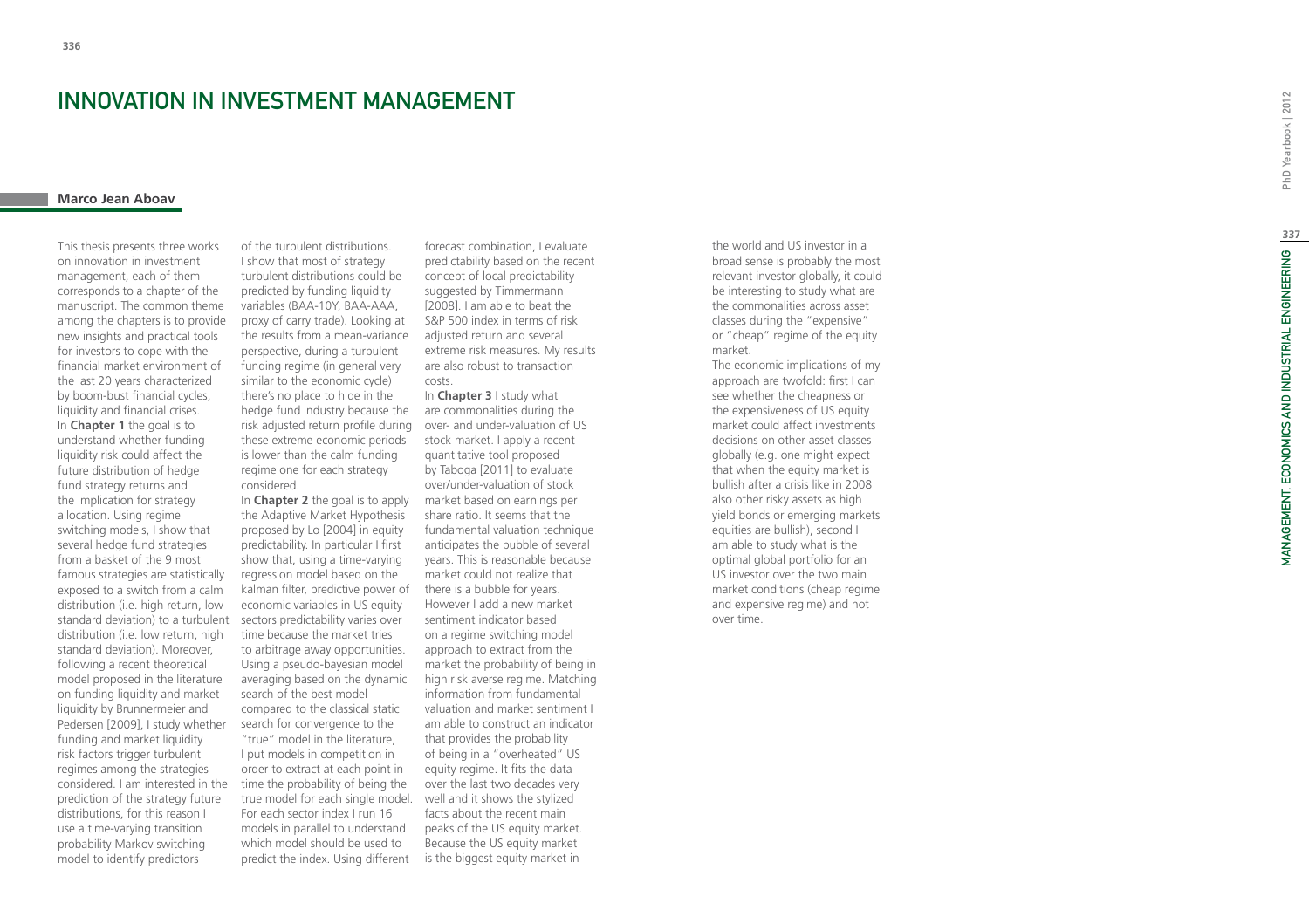# INNOVATION IN INVESTMENT MANAGEMENT

**Marco Jean Aboav**

This thesis presents three works on innovation in investment management, each of them corresponds to a chapter of the manuscript. The common theme among the chapters is to provide new insights and practical tools for investors to cope with the financial market environment of the last 20 years characterized by boom-bust financial cycles, liquidity and financial crises.

In **Chapter 1** the goal is to understand whether funding liquidity risk could affect the future distribution of hedge fund strategy returns and the implication for strategy allocation. Using regime switching models, I show that several hedge fund strategies from a basket of the 9 most famous strategies are statistically exposed to a switch from a calm distribution (i.e. high return, low standard deviation) to a turbulent distribution (i.e. low return, high standard deviation). Moreover, following a recent theoretical model proposed in the literature on funding liquidity and market liquidity by Brunnermeier and Pedersen [2009], I study whether funding and market liquidity risk factors trigger turbulent regimes among the strategies considered. I am interested in the prediction of the strategy future distributions, for this reason I use a time-varying transition probability Markov switching model to identify predictors of the turbulent distributions. I show that most of strategy turbulent distributions could be predicted by funding liquidity variables (BAA-10Y, BAA-AAA, proxy of carry trade). Looking at the results from a mean-variance perspective, during a turbulent funding regime (in general very similar to the economic cycle) there's no place to hide in the hedge fund industry because the risk adjusted return profile during these extreme economic periods is lower than the calm funding regime one for each strategy considered.

In **Chapter 2** the goal is to apply the Adaptive Market Hypothesis proposed by Lo [2004] in equity predictability. In particular I first show that, using a time-varying regression model based on the kalman filter, predictive power of economic variables in US equity sectors predictability varies over time because the market tries to arbitrage away opportunities. Using a pseudo-bayesian model averaging based on the dynamic search of the best model compared to the classical static search for convergence to the "true" model in the literature, I put models in competition in order to extract at each point in time the probability of being the true model for each single model. For each sector index I run 16 models in parallel to understand which model should be used to predict the index. Using different forecast combination, I evaluate predictability based on the recent concept of local predictability suggested by Timmermann [2008]. I am able to beat the S&P 500 index in terms of risk adjusted return and several extreme risk measures. My results are also robust to transaction costs.

In **Chapter 3** I study what are commonalities during the over- and under-valuation of US stock market. I apply a recent quantitative tool proposed by Taboga [2011] to evaluate over/under-valuation of stock market based on earnings per share ratio. It seems that the fundamental valuation technique anticipates the bubble of several years. This is reasonable because market could not realize that there is a bubble for years. However I add a new market sentiment indicator based on a regime switching model approach to extract from the market the probability of being in high risk averse regime. Matching information from fundamental valuation and market sentiment I am able to construct an indicator that provides the probability of being in a "overheated" US equity regime. It fits the data over the last two decades very well and it shows the stylized facts about the recent main peaks of the US equity market. Because the US equity market is the biggest equity market in the world and US investor in a broad sense is probably the most relevant investor globally, it could be interesting to study what are the commonalities across asset classes during the "expensive" or "cheap" regime of the equity market.

The economic implications of my approach are twofold: first I can see whether the cheapness or the expensiveness of US equity market could affect investments decisions on other asset classes globally (e.g. one might expect that when the equity market is bullish after a crisis like in 2008 also other risky assets as high yield bonds or emerging markets equities are bullish), second I am able to study what is the optimal global portfolio for an US investor over the two main market conditions (cheap regime and expensive regime) and not over time.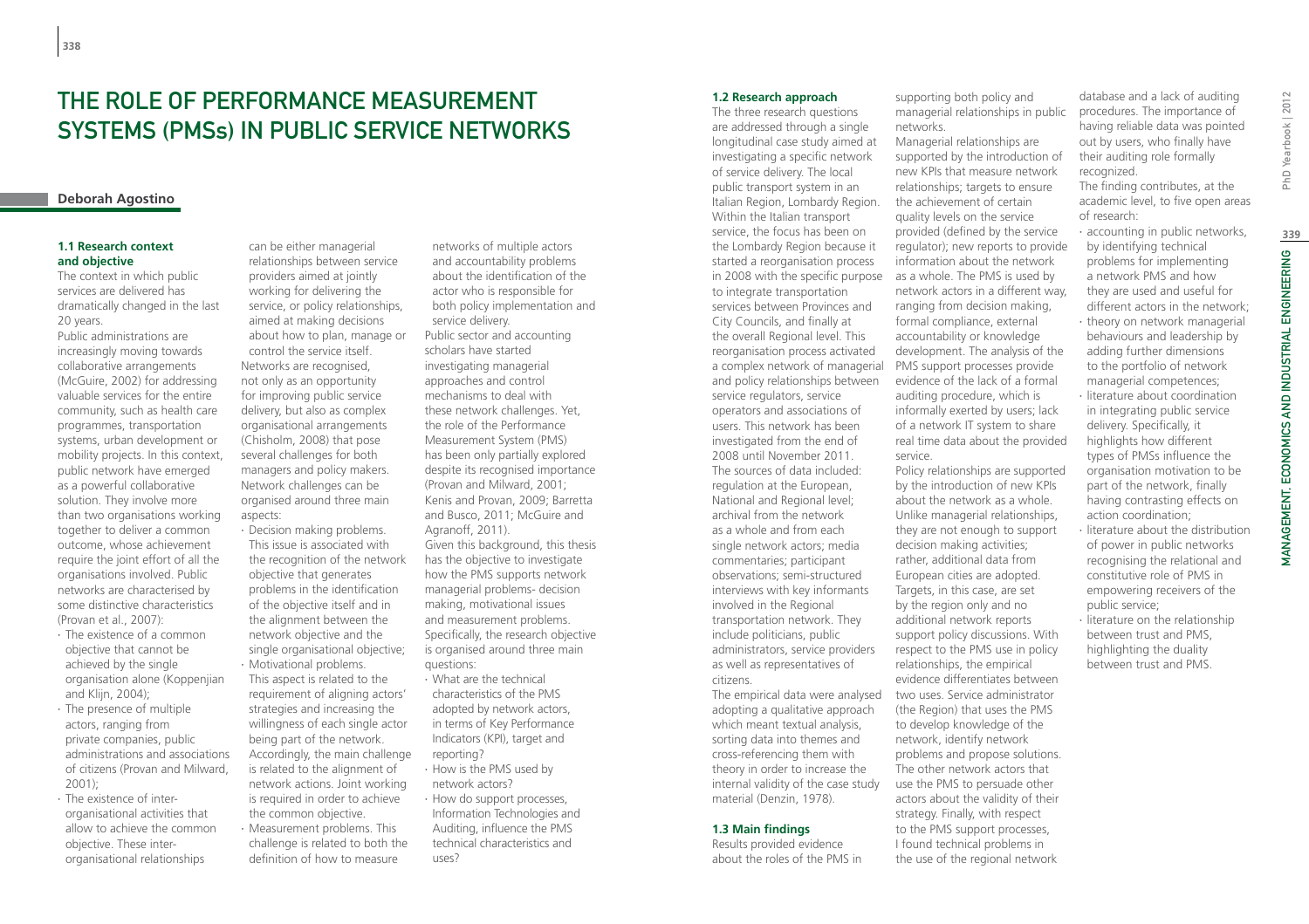# THE ROLE OF PERFORMANCE MEASUREMENT SYSTEMS (PMSs) IN PUBLIC SERVICE NETWORKS

**Deborah Agostino**

### 1.1 Research context and objective

The context in which public services are delivered has dramatically changed in the last 20 years.

Public administrations are increasingly moving towards collaborative arrangements (McGuire, 2002) for addressing valuable services for the entire community, such as health care programmes, transportation systems, urban development or mobility projects. In this context, public network have emerged as a powerful collaborative solution. They involve more than two organisations working together to deliver a common outcome, whose achievement require the joint effort of all the organisations involved. Public networks are characterised by some distinctive characteristics (Provan et al., 2007):

- The existence of a common objective that cannot be achieved by the single organisation alone (Koppenjian and Klijn, 2004);
- The presence of multiple actors, ranging from private companies, public administrations and associations of citizens (Provan and Milward, 2001);
- The existence of inter-organisational activities that allow to achieve the common objective. These inter-organisational relationships can be either managerial relationships between service providers aimed at jointly working for delivering the service, or policy relationships, aimed at making decisions about how to plan, manage or control the service itself.

Networks are recognised, not only as an opportunity for improving public service delivery, but also as complex organisational arrangements (Chisholm, 2008) that pose several challenges for both managers and policy makers. Network challenges can be organised around three main aspects:

- Decision making problems. This issue is associated with the recognition of the network objective that generates problems in the identification of the objective itself and in the alignment between the network objective and the single organisational objective;
- Motivational problems. This aspect is related to the requirement of aligning actors' strategies and increasing the willingness of each single actor being part of the network. Accordingly, the main challenge is related to the alignment of network actions. Joint working is required in order to achieve the common objective.
- Measurement problems. This challenge is related to both the definition of how to measure networks of multiple actors and accountability problems about the identification of the actor who is responsible for both policy implementation and service delivery.

Public sector and accounting scholars have started investigating managerial approaches and control mechanisms to deal with these network challenges. Yet, the role of the Performance Measurement System (PMS) has been only partially explored despite its recognised importance (Provan and Milward, 2001; Kenis and Provan, 2009; Barretta and Busco, 2011; McGuire and Agranoff, 2011).

Given this background, this thesis has the objective to investigate how the PMS supports network managerial problems- decision making, motivational issues and measurement problems. Specifically, the research objective is organised around three main questions:

- What are the technical characteristics of the PMS adopted by network actors, in terms of Key Performance Indicators (KPI), target and reporting?
- How is the PMS used by network actors?
- How do support processes, Information Technologies and Auditing, influence the PMS technical characteristics and uses?

### 1.2 Research approach

The three research questions are addressed through a single longitudinal case study aimed at investigating a specific network of service delivery. The local public transport system in an Italian Region, Lombardy Region. Within the Italian transport service, the focus has been on the Lombardy Region because it started a reorganisation process in 2008 with the specific purpose to integrate transportation services between Provinces and City Councils, and finally at the overall Regional level. This reorganisation process activated a complex network of managerial and policy relationships between service regulators, service operators and associations of users. This network has been investigated from the end of 2008 until November 2011.

The sources of data included: regulation at the European, National and Regional level; archival from the network as a whole and from each single network actors; media commentaries; participant observations; semi-structured interviews with key informants involved in the Regional transportation network. They include politicians, public administrators, service providers as well as representatives of citizens.

The empirical data were analysed adopting a qualitative approach which meant textual analysis, sorting data into themes and cross-referencing them with theory in order to increase the internal validity of the case study material (Denzin, 1978).

### 1.3 Main findings

Results provided evidence about the roles of the PMS in supporting both policy and managerial relationships in public networks.

Managerial relationships are supported by the introduction of new KPIs that measure network relationships; targets to ensure the achievement of certain quality levels on the service provided (defined by the service regulator); new reports to provide information about the network as a whole. The PMS is used by network actors in a different way, ranging from decision making, formal compliance, external accountability or knowledge development. The analysis of the PMS support processes provide evidence of the lack of a formal auditing procedure, which is informally exerted by users; lack of a network IT system to share real time data about the provided service.

Policy relationships are supported by the introduction of new KPIs about the network as a whole. Unlike managerial relationships, they are not enough to support decision making activities; rather, additional data from European cities are adopted. Targets, in this case, are set by the region only and no additional network reports support policy discussions. With respect to the PMS use in policy relationships, the empirical evidence differentiates between two uses. Service administrator (the Region) that uses the PMS to develop knowledge of the network, identify network problems and propose solutions. The other network actors that use the PMS to persuade other actors about the validity of their strategy. Finally, with respect to the PMS support processes, I found technical problems in the use of the regional network database and a lack of auditing procedures. The importance of having reliable data was pointed out by users, who finally have their auditing role formally recognized.

The finding contributes, at the academic level, to five open areas of research:

- accounting in public networks, by identifying technical problems for implementing a network PMS and how they are used and useful for different actors in the network;
- theory on network managerial behaviours and leadership by adding further dimensions to the portfolio of network managerial competences;
- literature about coordination in integrating public service delivery. Specifically, it highlights how different types of PMSs influence the organisation motivation to be part of the network, finally having contrasting effects on action coordination;
- literature about the distribution of power in public networks recognising the relational and constitutive role of PMS in empowering receivers of the public service;
- literature on the relationship between trust and PMS, highlighting the duality between trust and PMS.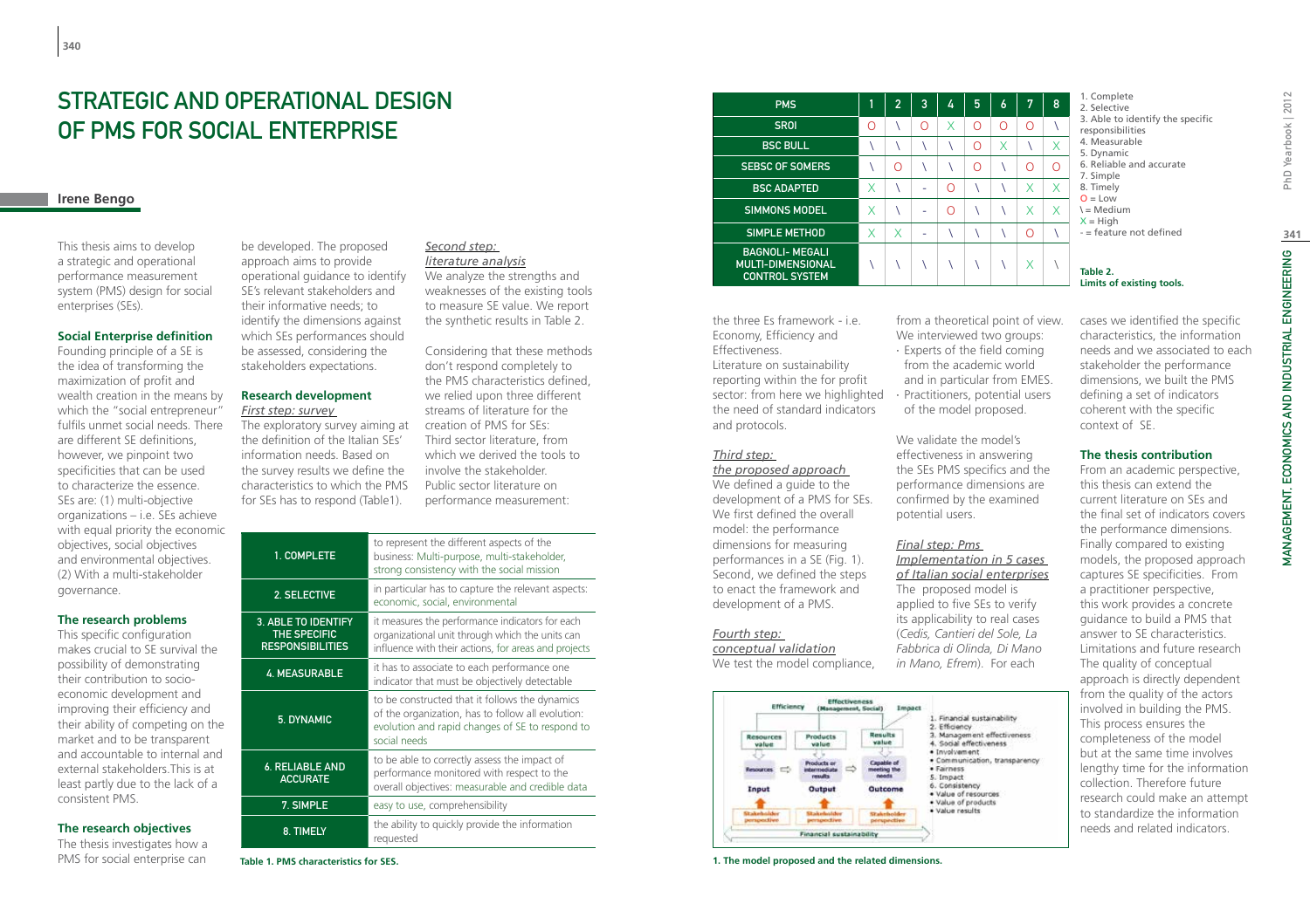# STRATEGIC AND OPERATIONAL DESIGN OF PMS FOR SOCIAL ENTERPRISE

## Irene Bengo

This thesis aims to develop a strategic and operational performance measurement system (PMS) design for social enterprises (SEs).

### Social Enterprise definition

Founding principle of a SE is the idea of transforming the maximization of profit and wealth creation in the means by which the "social entrepreneur" fulfils unmet social needs. There are different SE definitions, however, we pinpoint two specificities that can be used to characterize the essence. SEs are: (1) multi-objective organizations – i.e. SEs achieve with equal priority the economic objectives, social objectives and environmental objectives. (2) With a multi-stakeholder governance.

### The research problems

This specific configuration makes crucial to SE survival the possibility of demonstrating their contribution to socio-economic development and improving their efficiency and their ability of competing on the market and to be transparent and accountable to internal and external stakeholders.This is at least partly due to the lack of a consistent PMS.

### The research objectives

The thesis investigates how a PMS for social enterprise can be developed. The proposed approach aims to provide operational guidance to identify SE's relevant stakeholders and their informative needs; to identify the dimensions against which SEs performances should be assessed, considering the stakeholders expectations.

### Research development

*First step: survey*

The exploratory survey aiming at the definition of the Italian SEs' information needs. Based on the survey results we define the characteristics to which the PMS for SEs has to respond (Table1).

| 1. COMPLETE | to represent the different aspects of the business: Multi-purpose, multi-stakeholder, strong consistency with the social mission |
|---|---|
| 2. SELECTIVE | in particular has to capture the relevant aspects: economic, social, environmental |
| 3. ABLE TO IDENTIFY THE SPECIFIC RESPONSIBILITIES | it measures the performance indicators for each organizational unit through which the units can influence with their actions, for areas and projects |
| 4. MEASURABLE | it has to associate to each performance one indicator that must be objectively detectable |
| 5. DYNAMIC | to be constructed that it follows the dynamics of the organization, has to follow all evolution: evolution and rapid changes of SE to respond to social needs |
| 6. RELIABLE AND ACCURATE | to be able to correctly assess the impact of performance monitored with respect to the overall objectives: measurable and credible data |
| 7. SIMPLE | easy to use, comprehensibility |
| 8. TIMELY | the ability to quickly provide the information requested |

**Table 1. PMS characteristics for SES.**

*Second step: literature analysis*

We analyze the strengths and weaknesses of the existing tools to measure SE value. We report the synthetic results in Table 2.

Considering that these methods don't respond completely to the PMS characteristics defined, we relied upon three different streams of literature for the creation of PMS for SEs: Third sector literature, from which we derived the tools to involve the stakeholder. Public sector literature on performance measurement: the three Es framework - i.e. Economy, Efficiency and Effectiveness. Literature on sustainability reporting within the for profit sector: from here we highlighted the need of standard indicators and protocols.

| PMS | 1 | 2 | 3 | 4 | 5 | 6 | 7 | 8 |
|---|---|---|---|---|---|---|---|---|
| SROI | O | \ | O | X | O | O | O | \ |
| BSC BULL | \ | \ | \ | \ | O | X | \ | X |
| SEBSC OF SOMERS | \ | O | \ | \ | O | \ | O | O |
| BSC ADAPTED | X | \ | - | O | \ | \ | X | X |
| SIMMONS MODEL | X | \ | - | O | \ | \ | X | X |
| SIMPLE METHOD | X | X | - | \ | \ | \ | O | \ |
| BAGNOLI- MEGALI MULTI-DIMENSIONAL CONTROL SYSTEM | \ | \ | \ | \ | \ | \ | X | \ |

1. Complete
2. Selective
3. Able to identify the specific responsibilities
4. Measurable
5. Dynamic
6. Reliable and accurate
7. Simple
8. Timely

O = Low
\ = Medium
X = High
- = feature not defined

**Table 2. Limits of existing tools.**

*Third step: the proposed approach*

We defined a guide to the development of a PMS for SEs. We first defined the overall model: the performance dimensions for measuring performances in a SE (Fig. 1). Second, we defined the steps to enact the framework and development of a PMS.

*Fourth step: conceptual validation*

We test the model compliance, from a theoretical point of view. We interviewed two groups:

- Experts of the field coming from the academic world and in particular from EMES.
- Practitioners, potential users of the model proposed.

We validate the model's effectiveness in answering the SEs PMS specifics and the performance dimensions are confirmed by the examined potential users.

*Final step: Pms Implementation in 5 cases of Italian social enterprises*

The proposed model is applied to five SEs to verify its applicability to real cases (*Cedis, Cantieri del Sole, La Fabbrica di Olinda, Di Mano in Mano, Efrem*). For each cases we identified the specific characteristics, the information needs and we associated to each stakeholder the performance dimensions, we built the PMS defining a set of indicators coherent with the specific context of SE.

**1. The model proposed and the related dimensions.**

### The thesis contribution

From an academic perspective, this thesis can extend the current literature on SEs and the final set of indicators covers the performance dimensions. Finally compared to existing models, the proposed approach captures SE specificities. From a practitioner perspective, this work provides a concrete guidance to build a PMS that answer to SE characteristics. Limitations and future research The quality of conceptual approach is directly dependent from the quality of the actors involved in building the PMS. This process ensures the completeness of the model but at the same time involves lengthy time for the information collection. Therefore future research could make an attempt to standardize the information needs and related indicators.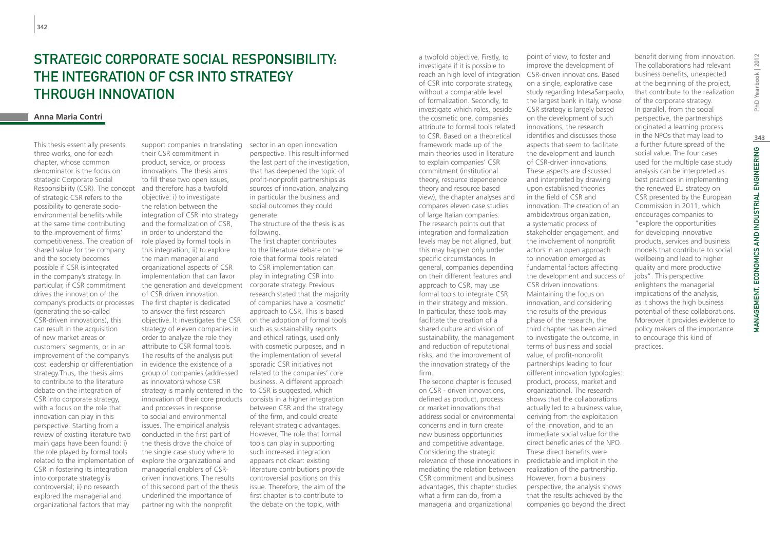# Strategic Corporate Social Responsibility: the Integration of CSR into Strategy through Innovation

**Anna Maria Contri**

This thesis essentially presents three works, one for each chapter, whose common denominator is the focus on strategic Corporate Social Responsibility (CSR). The concept of strategic CSR refers to the possibility to generate socio-environmental benefits while at the same time contributing to the improvement of firms' competitiveness. The creation of shared value for the company and the society becomes possible if CSR is integrated in the company's strategy. In particular, if CSR commitment drives the innovation of the company's products or processes (generating the so-called CSR-driven innovations), this can result in the acquisition of new market areas or customers' segments, or in an improvement of the company's cost leadership or differentiation strategy.Thus, the thesis aims to contribute to the literature debate on the integration of CSR into corporate strategy, with a focus on the role that innovation can play in this perspective. Starting from a review of existing literature two main gaps have been found: i) the role played by formal tools related to the implementation of CSR in fostering its integration into corporate strategy is controversial; ii) no research explored the managerial and organizational factors that may support companies in translating their CSR commitment in product, service, or process innovations. The thesis aims to fill these two open issues, and therefore has a twofold objective: i) to investigate the relation between the integration of CSR into strategy and the formalization of CSR, in order to understand the role played by formal tools in this integration; ii) to explore the main managerial and organizational aspects of CSR implementation that can favor the generation and development of CSR driven innovation. The first chapter is dedicated to answer the first research objective. It investigates the CSR strategy of eleven companies in order to analyze the role they attribute to CSR formal tools. The results of the analysis put in evidence the existence of a group of companies (addressed as innovators) whose CSR strategy is mainly centered in the innovation of their core products and processes in response to social and environmental issues. The empirical analysis conducted in the first part of the thesis drove the choice of the single case study where to explore the organizational and managerial enablers of CSR-driven innovations. The results of this second part of the thesis underlined the importance of partnering with the nonprofit sector in an open innovation perspective. This result informed the last part of the investigation, that has deepened the topic of profit-nonprofit partnerships as sources of innovation, analyzing in particular the business and social outcomes they could generate.

The structure of the thesis is as following.

The first chapter contributes to the literature debate on the role that formal tools related to CSR implementation can play in integrating CSR into corporate strategy. Previous research stated that the majority of companies have a 'cosmetic' approach to CSR. This is based on the adoption of formal tools such as sustainability reports and ethical ratings, used only with cosmetic purposes, and in the implementation of several sporadic CSR initiatives not related to the companies' core business. A different approach to CSR is suggested, which consists in a higher integration between CSR and the strategy of the firm, and could create relevant strategic advantages. However, The role that formal tools can play in supporting such increased integration appears not clear: existing literature contributions provide controversial positions on this issue. Therefore, the aim of the first chapter is to contribute to the debate on the topic, with a twofold objective. Firstly, to investigate if it is possible to reach an high level of integration of CSR into corporate strategy, without a comparable level of formalization. Secondly, to investigate which roles, beside the cosmetic one, companies attribute to formal tools related to CSR. Based on a theoretical framework made up of the main theories used in literature to explain companies' CSR commitment (institutional theory, resource dependence theory and resource based view), the chapter analyses and compares eleven case studies of large Italian companies. The research points out that integration and formalization levels may be not aligned, but this may happen only under specific circumstances. In general, companies depending on their different features and approach to CSR, may use formal tools to integrate CSR in their strategy and mission. In particular, these tools may facilitate the creation of a shared culture and vision of sustainability, the management and reduction of reputational risks, and the improvement of the innovation strategy of the firm.

The second chapter is focused on CSR - driven innovations, defined as product, process or market innovations that address social or environmental concerns and in turn create new business opportunities and competitive advantage. Considering the strategic relevance of these innovations in mediating the relation between CSR commitment and business advantages, this chapter studies what a firm can do, from a managerial and organizational point of view, to foster and improve the development of CSR-driven innovations. Based on a single, explorative case study regarding IntesaSanpaolo, the largest bank in Italy, whose CSR strategy is largely based on the development of such innovations, the research identifies and discusses those aspects that seem to facilitate the development and launch of CSR-driven innovations. These aspects are discussed and interpreted by drawing upon established theories in the field of CSR and innovation. The creation of an ambidextrous organization, a systematic process of stakeholder engagement, and the involvement of nonprofit actors in an open approach to innovation emerged as fundamental factors affecting the development and success of CSR driven innovations. Maintaining the focus on innovation, and considering the results of the previous phase of the research, the third chapter has been aimed to investigate the outcome, in terms of business and social value, of profit-nonprofit partnerships leading to four different innovation typologies: product, process, market and organizational. The research shows that the collaborations actually led to a business value, deriving from the exploitation of the innovation, and to an immediate social value for the direct beneficiaries of the NPO. These direct benefits were predictable and implicit in the realization of the partnership. However, from a business perspective, the analysis shows that the results achieved by the companies go beyond the direct benefit deriving from innovation. The collaborations had relevant business benefits, unexpected at the beginning of the project, that contribute to the realization of the corporate strategy. In parallel, from the social perspective, the partnerships originated a learning process in the NPOs that may lead to a further future spread of the social value. The four cases used for the multiple case study analysis can be interpreted as best practices in implementing the renewed EU strategy on CSR presented by the European Commission in 2011, which encourages companies to "explore the opportunities for developing innovative products, services and business models that contribute to social wellbeing and lead to higher quality and more productive jobs". This perspective enlightens the managerial implications of the analysis, as it shows the high business potential of these collaborations. Moreover it provides evidence to policy makers of the importance to encourage this kind of practices.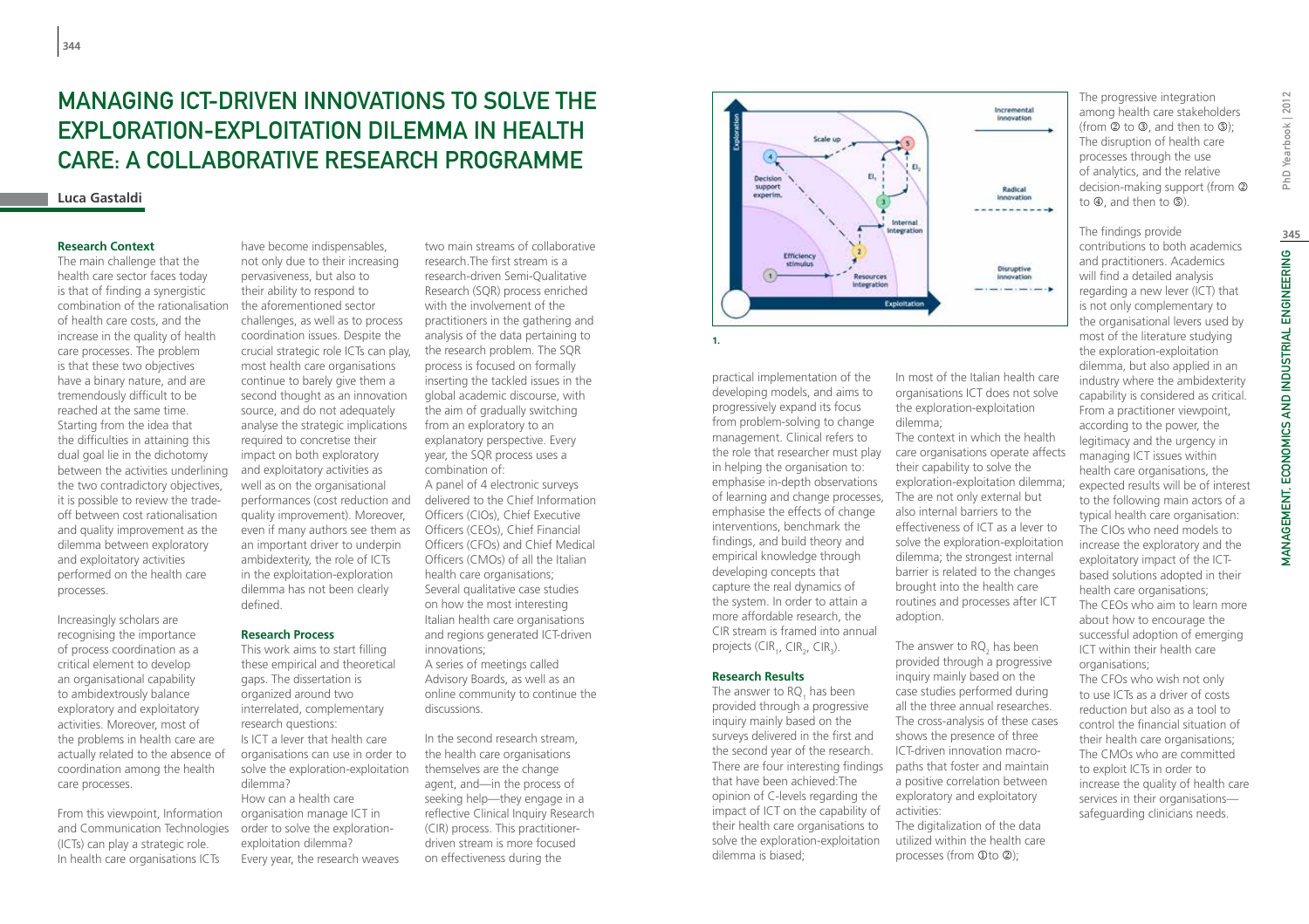# Managing ICT-driven Innovations to Solve the Exploration-Exploitation Dilemma in Health Care: A Collaborative Research Programme

**Luca Gastaldi**

## Research Context

The main challenge that the health care sector faces today is that of finding a synergistic combination of the rationalisation of health care costs, and the increase in the quality of health care processes. The problem is that these two objectives have a binary nature, and are tremendously difficult to be reached at the same time. Starting from the idea that the difficulties in attaining this dual goal lie in the dichotomy between the activities underlining the two contradictory objectives, it is possible to review the trade-off between cost rationalisation and quality improvement as the dilemma between exploratory and exploitatory activities performed on the health care processes.

Increasingly scholars are recognising the importance of process coordination as a critical element to develop an organisational capability to ambidextrously balance exploratory and exploitatory activities. Moreover, most of the problems in health care are actually related to the absence of coordination among the health care processes.

From this viewpoint, Information and Communication Technologies (ICTs) can play a strategic role. In health care organisations ICTs have become indispensables, not only due to their increasing pervasiveness, but also to their ability to respond to the aforementioned sector challenges, as well as to process coordination issues. Despite the crucial strategic role ICTs can play, most health care organisations continue to barely give them a second thought as an innovation source, and do not adequately analyse the strategic implications required to concretise their impact on both exploratory and exploitatory activities as well as on the organisational performances (cost reduction and quality improvement). Moreover, even if many authors see them as an important driver to underpin ambidexterity, the role of ICTs in the exploitation-exploration dilemma has not been clearly defined.

## Research Process

This work aims to start filling these empirical and theoretical gaps. The dissertation is organized around two interrelated, complementary research questions:

Is ICT a lever that health care organisations can use in order to solve the exploration-exploitation dilemma?

How can a health care organisation manage ICT in order to solve the exploration-exploitation dilemma?

Every year, the research weaves two main streams of collaborative research.The first stream is a research-driven Semi-Qualitative Research (SQR) process enriched with the involvement of the practitioners in the gathering and analysis of the data pertaining to the research problem. The SQR process is focused on formally inserting the tackled issues in the global academic discourse, with the aim of gradually switching from an exploratory to an explanatory perspective. Every year, the SQR process uses a combination of:

A panel of 4 electronic surveys delivered to the Chief Information Officers (CIOs), Chief Executive Officers (CEOs), Chief Financial Officers (CFOs) and Chief Medical Officers (CMOs) of all the Italian health care organisations;

Several qualitative case studies on how the most interesting Italian health care organisations and regions generated ICT-driven innovations;

A series of meetings called Advisory Boards, as well as an online community to continue the discussions.

In the second research stream, the health care organisations themselves are the change agent, and—in the process of seeking help—they engage in a reflective Clinical Inquiry Research (CIR) process. This practitioner-driven stream is more focused on effectiveness during the practical implementation of the developing models, and aims to progressively expand its focus from problem-solving to change management. Clinical refers to the role that researcher must play in helping the organisation to: emphasise in-depth observations of learning and change processes, emphasise the effects of change interventions, benchmark the findings, and build theory and empirical knowledge through developing concepts that capture the real dynamics of the system. In order to attain a more affordable research, the CIR stream is framed into annual projects ($CIR_1$, $CIR_2$, $CIR_3$).

1.

## Research Results

The answer to $RQ_1$ has been provided through a progressive inquiry mainly based on the surveys delivered in the first and the second year of the research. There are four interesting findings that have been achieved:The opinion of C-levels regarding the impact of ICT on the capability of their health care organisations to solve the exploration-exploitation dilemma is biased;

In most of the Italian health care organisations ICT does not solve the exploration-exploitation dilemma;

The context in which the health care organisations operate affects their capability to solve the exploration-exploitation dilemma;

The are not only external but also internal barriers to the effectiveness of ICT as a lever to solve the exploration-exploitation dilemma; the strongest internal barrier is related to the changes brought into the health care routines and processes after ICT adoption.

The answer to $RQ_2$ has been provided through a progressive inquiry mainly based on the case studies performed during all the three annual researches. The cross-analysis of these cases shows the presence of three ICT-driven innovation macro-paths that foster and maintain a positive correlation between exploratory and exploitatory activities:

The digitalization of the data utilized within the health care processes (from ①to ②);

The progressive integration among health care stakeholders (from ② to ③, and then to ⑤);

The disruption of health care processes through the use of analytics, and the relative decision-making support (from ② to ④, and then to ⑤).

The findings provide contributions to both academics and practitioners. Academics will find a detailed analysis regarding a new lever (ICT) that is not only complementary to the organisational levers used by most of the literature studying the exploration-exploitation dilemma, but also applied in an industry where the ambidexterity capability is considered as critical. From a practitioner viewpoint, according to the power, the legitimacy and the urgency in managing ICT issues within health care organisations, the expected results will be of interest to the following main actors of a typical health care organisation:

The CIOs who need models to increase the exploratory and the exploitatory impact of the ICT-based solutions adopted in their health care organisations;

The CEOs who aim to learn more about how to encourage the successful adoption of emerging ICT within their health care organisations;

The CFOs who wish not only to use ICTs as a driver of costs reduction but also as a tool to control the financial situation of their health care organisations;

The CMOs who are committed to exploit ICTs in order to increase the quality of health care services in their organisations—safeguarding clinicians needs.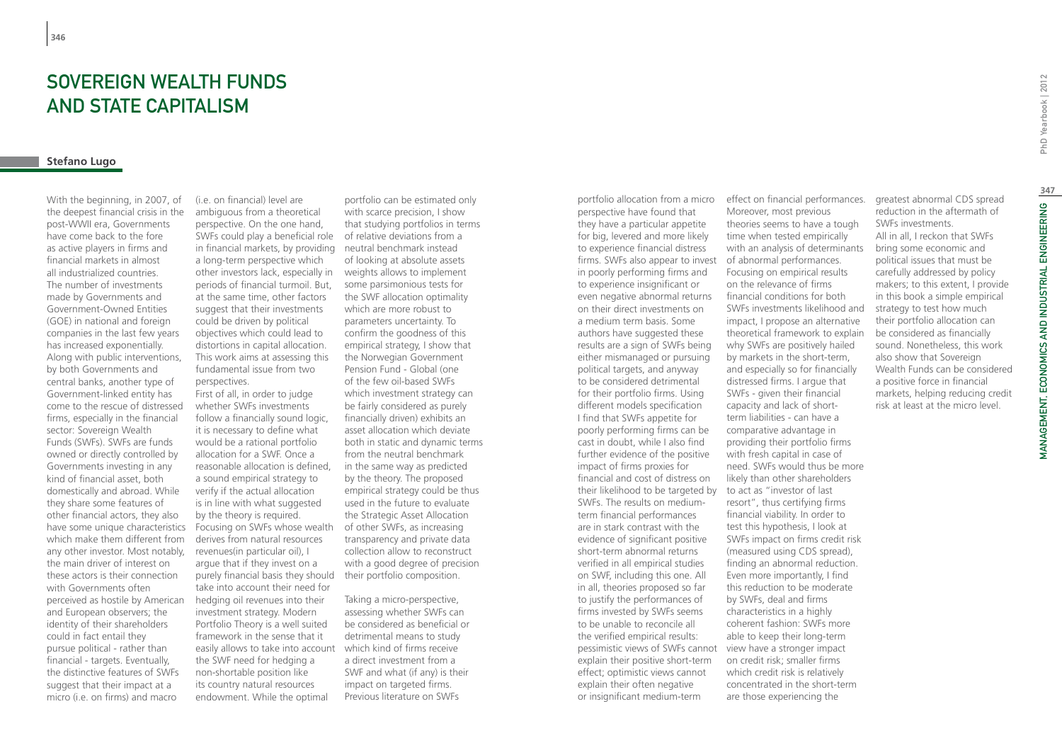# Sovereign Wealth Funds and State Capitalism

**Stefano Lugo**

With the beginning, in 2007, of the deepest financial crisis in the post-WWII era, Governments have come back to the fore as active players in firms and financial markets in almost all industrialized countries. The number of investments made by Governments and Government-Owned Entities (GOE) in national and foreign companies in the last few years has increased exponentially. Along with public interventions, by both Governments and central banks, another type of Government-linked entity has come to the rescue of distressed firms, especially in the financial sector: Sovereign Wealth Funds (SWFs). SWFs are funds owned or directly controlled by Governments investing in any kind of financial asset, both domestically and abroad. While they share some features of other financial actors, they also have some unique characteristics which make them different from any other investor. Most notably, the main driver of interest on these actors is their connection with Governments often perceived as hostile by American and European observers; the identity of their shareholders could in fact entail they pursue political - rather than financial - targets. Eventually, the distinctive features of SWFs suggest that their impact at a micro (i.e. on firms) and macro (i.e. on financial) level are ambiguous from a theoretical perspective. On the one hand, SWFs could play a beneficial role in financial markets, by providing a long-term perspective which other investors lack, especially in periods of financial turmoil. But, at the same time, other factors suggest that their investments could be driven by political objectives which could lead to distortions in capital allocation. This work aims at assessing this fundamental issue from two perspectives.

First of all, in order to judge whether SWFs investments follow a financially sound logic, it is necessary to define what would be a rational portfolio allocation for a SWF. Once a reasonable allocation is defined, a sound empirical strategy to verify if the actual allocation is in line with what suggested by the theory is required. Focusing on SWFs whose wealth derives from natural resources revenues(in particular oil), I argue that if they invest on a purely financial basis they should take into account their need for hedging oil revenues into their investment strategy. Modern Portfolio Theory is a well suited framework in the sense that it easily allows to take into account the SWF need for hedging a non-shortable position like its country natural resources endowment. While the optimal portfolio can be estimated only with scarce precision, I show that studying portfolios in terms of relative deviations from a neutral benchmark instead of looking at absolute assets weights allows to implement some parsimonious tests for the SWF allocation optimality which are more robust to parameters uncertainty. To confirm the goodness of this empirical strategy, I show that the Norwegian Government Pension Fund - Global (one of the few oil-based SWFs which investment strategy can be fairly considered as purely financially driven) exhibits an asset allocation which deviate both in static and dynamic terms from the neutral benchmark in the same way as predicted by the theory. The proposed empirical strategy could be thus used in the future to evaluate the Strategic Asset Allocation of other SWFs, as increasing transparency and private data collection allow to reconstruct with a good degree of precision their portfolio composition.

Taking a micro-perspective, assessing whether SWFs can be considered as beneficial or detrimental means to study which kind of firms receive a direct investment from a SWF and what (if any) is their impact on targeted firms. Previous literature on SWFs portfolio allocation from a micro perspective have found that they have a particular appetite for big, levered and more likely to experience financial distress firms. SWFs also appear to invest in poorly performing firms and to experience insignificant or even negative abnormal returns on their direct investments on a medium term basis. Some authors have suggested these results are a sign of SWFs being either mismanaged or pursuing political targets, and anyway to be considered detrimental for their portfolio firms. Using different models specification I find that SWFs appetite for poorly performing firms can be cast in doubt, while I also find further evidence of the positive impact of firms proxies for financial and cost of distress on their likelihood to be targeted by SWFs. The results on medium-term financial performances are in stark contrast with the evidence of significant positive short-term abnormal returns verified in all empirical studies on SWF, including this one. All in all, theories proposed so far to justify the performances of firms invested by SWFs seems to be unable to reconcile all the verified empirical results: pessimistic views of SWFs cannot explain their positive short-term effect; optimistic views cannot explain their often negative or insignificant medium-term effect on financial performances. Moreover, most previous theories seems to have a tough time when tested empirically with an analysis of determinants of abnormal performances. Focusing on empirical results on the relevance of firms financial conditions for both SWFs investments likelihood and impact, I propose an alternative theoretical framework to explain why SWFs are positively hailed by markets in the short-term, and especially so for financially distressed firms. I argue that SWFs - given their financial capacity and lack of short-term liabilities - can have a comparative advantage in providing their portfolio firms with fresh capital in case of need. SWFs would thus be more likely than other shareholders to act as "investor of last resort", thus certifying firms financial viability. In order to test this hypothesis, I look at SWFs impact on firms credit risk (measured using CDS spread), finding an abnormal reduction. Even more importantly, I find this reduction to be moderate by SWFs, deal and firms characteristics in a highly coherent fashion: SWFs more able to keep their long-term view have a stronger impact on credit risk; smaller firms which credit risk is relatively concentrated in the short-term are those experiencing the greatest abnormal CDS spread reduction in the aftermath of SWFs investments.

All in all, I reckon that SWFs bring some economic and political issues that must be carefully addressed by policy makers; to this extent, I provide in this book a simple empirical strategy to test how much their portfolio allocation can be considered as financially sound. Nonetheless, this work also show that Sovereign Wealth Funds can be considered a positive force in financial markets, helping reducing credit risk at least at the micro level.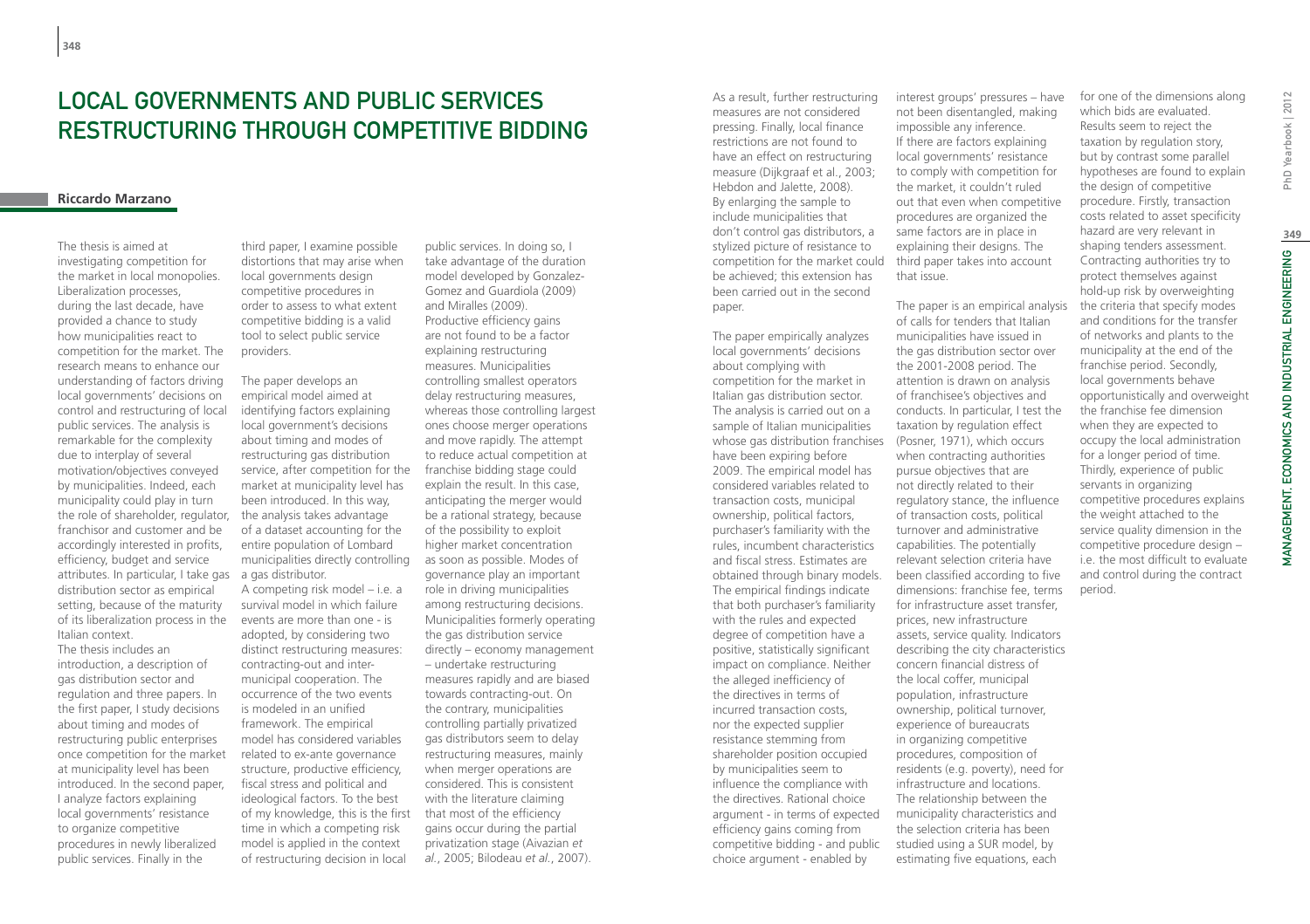# Local Governments and Public Services Restructuring Through Competitive Bidding

**Riccardo Marzano**

The thesis is aimed at investigating competition for the market in local monopolies. Liberalization processes, during the last decade, have provided a chance to study how municipalities react to competition for the market. The research means to enhance our understanding of factors driving local governments' decisions on control and restructuring of local public services. The analysis is remarkable for the complexity due to interplay of several motivation/objectives conveyed by municipalities. Indeed, each municipality could play in turn the role of shareholder, regulator, franchisor and customer and be accordingly interested in profits, efficiency, budget and service attributes. In particular, I take gas distribution sector as empirical setting, because of the maturity of its liberalization process in the Italian context.

The thesis includes an introduction, a description of gas distribution sector and regulation and three papers. In the first paper, I study decisions about timing and modes of restructuring public enterprises once competition for the market at municipality level has been introduced. In the second paper, I analyze factors explaining local governments' resistance to organize competitive procedures in newly liberalized public services. Finally in the third paper, I examine possible distortions that may arise when local governments design competitive procedures in order to assess to what extent competitive bidding is a valid tool to select public service providers.

The paper develops an empirical model aimed at identifying factors explaining local government's decisions about timing and modes of restructuring gas distribution service, after competition for the market at municipality level has been introduced. In this way, the analysis takes advantage of a dataset accounting for the entire population of Lombard municipalities directly controlling a gas distributor.

A competing risk model – i.e. a survival model in which failure events are more than one - is adopted, by considering two distinct restructuring measures: contracting-out and inter-municipal cooperation. The occurrence of the two events is modeled in an unified framework. The empirical model has considered variables related to ex-ante governance structure, productive efficiency, fiscal stress and political and ideological factors. To the best of my knowledge, this is the first time in which a competing risk model is applied in the context of restructuring decision in local public services. In doing so, I take advantage of the duration model developed by Gonzalez-Gomez and Guardiola (2009) and Miralles (2009).

Productive efficiency gains are not found to be a factor explaining restructuring measures. Municipalities controlling smallest operators delay restructuring measures, whereas those controlling largest ones choose merger operations and move rapidly. The attempt to reduce actual competition at franchise bidding stage could explain the result. In this case, anticipating the merger would be a rational strategy, because of the possibility to exploit higher market concentration as soon as possible. Modes of governance play an important role in driving municipalities among restructuring decisions. Municipalities formerly operating the gas distribution service directly – economy management – undertake restructuring measures rapidly and are biased towards contracting-out. On the contrary, municipalities controlling partially privatized gas distributors seem to delay restructuring measures, mainly when merger operations are considered. This is consistent with the literature claiming that most of the efficiency gains occur during the partial privatization stage (Aivazian *et al.*, 2005; Bilodeau *et al.*, 2007). As a result, further restructuring measures are not considered pressing. Finally, local finance restrictions are not found to have an effect on restructuring measure (Dijkgraaf et al., 2003; Hebdon and Jalette, 2008).

By enlarging the sample to include municipalities that don't control gas distributors, a stylized picture of resistance to competition for the market could be achieved; this extension has been carried out in the second paper.

The paper empirically analyzes local governments' decisions about complying with competition for the market in Italian gas distribution sector. The analysis is carried out on a sample of Italian municipalities whose gas distribution franchises have been expiring before 2009. The empirical model has considered variables related to transaction costs, municipal ownership, political factors, purchaser's familiarity with the rules, incumbent characteristics and fiscal stress. Estimates are obtained through binary models. The empirical findings indicate that both purchaser's familiarity with the rules and expected degree of competition have a positive, statistically significant impact on compliance. Neither the alleged inefficiency of the directives in terms of incurred transaction costs, nor the expected supplier resistance stemming from shareholder position occupied by municipalities seem to influence the compliance with the directives. Rational choice argument - in terms of expected efficiency gains coming from competitive bidding - and public choice argument - enabled by interest groups' pressures – have not been disentangled, making impossible any inference.

If there are factors explaining local governments' resistance to comply with competition for the market, it couldn't ruled out that even when competitive procedures are organized the same factors are in place in explaining their designs. The third paper takes into account that issue.

The paper is an empirical analysis of calls for tenders that Italian municipalities have issued in the gas distribution sector over the 2001-2008 period. The attention is drawn on analysis of franchisee's objectives and conducts. In particular, I test the taxation by regulation effect (Posner, 1971), which occurs when contracting authorities pursue objectives that are not directly related to their regulatory stance, the influence of transaction costs, political turnover and administrative capabilities. The potentially relevant selection criteria have been classified according to five dimensions: franchise fee, terms for infrastructure asset transfer, prices, new infrastructure assets, service quality. Indicators describing the city characteristics concern financial distress of the local coffer, municipal population, infrastructure ownership, political turnover, experience of bureaucrats in organizing competitive procedures, composition of residents (e.g. poverty), need for infrastructure and locations. The relationship between the municipality characteristics and the selection criteria has been studied using a SUR model, by estimating five equations, each for one of the dimensions along which bids are evaluated.

Results seem to reject the taxation by regulation story, but by contrast some parallel hypotheses are found to explain the design of competitive procedure. Firstly, transaction costs related to asset specificity hazard are very relevant in shaping tenders assessment. Contracting authorities try to protect themselves against hold-up risk by overweighting the criteria that specify modes and conditions for the transfer of networks and plants to the municipality at the end of the franchise period. Secondly, local governments behave opportunistically and overweight the franchise fee dimension when they are expected to occupy the local administration for a longer period of time. Thirdly, experience of public servants in organizing competitive procedures explains the weight attached to the service quality dimension in the competitive procedure design – i.e. the most difficult to evaluate and control during the contract period.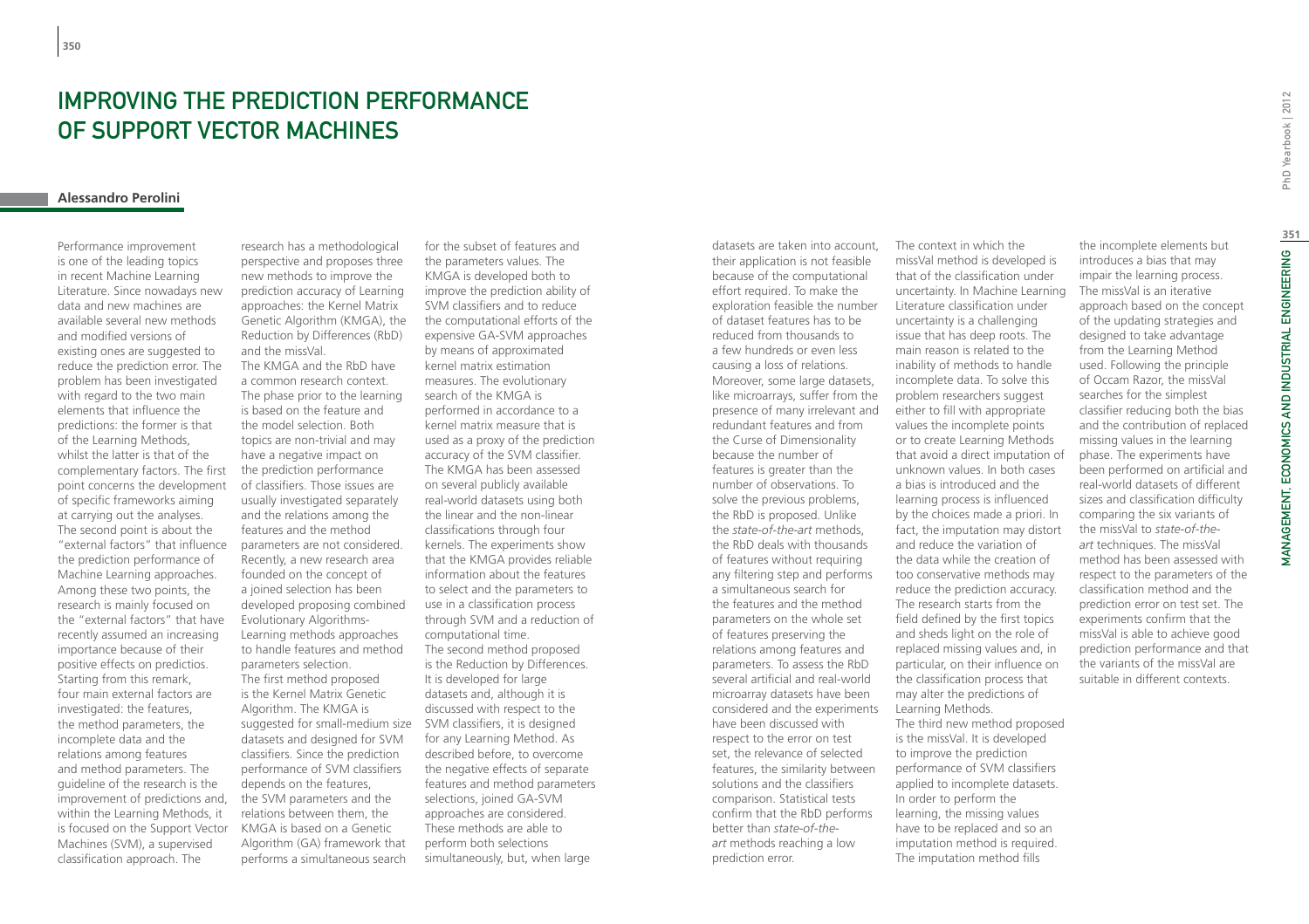# Improving the Prediction Performance of Support Vector Machines

**Alessandro Perolini**

Performance improvement is one of the leading topics in recent Machine Learning Literature. Since nowadays new data and new machines are available several new methods and modified versions of existing ones are suggested to reduce the prediction error. The problem has been investigated with regard to the two main elements that influence the predictions: the former is that of the Learning Methods, whilst the latter is that of the complementary factors. The first point concerns the development of specific frameworks aiming at carrying out the analyses. The second point is about the "external factors" that influence the prediction performance of Machine Learning approaches. Among these two points, the research is mainly focused on the "external factors" that have recently assumed an increasing importance because of their positive effects on predictios. Starting from this remark, four main external factors are investigated: the features, the method parameters, the incomplete data and the relations among features and method parameters. The guideline of the research is the improvement of predictions and, within the Learning Methods, it is focused on the Support Vector Machines (SVM), a supervised classification approach. The research has a methodological perspective and proposes three new methods to improve the prediction accuracy of Learning approaches: the Kernel Matrix Genetic Algorithm (KMGA), the Reduction by Differences (RbD) and the missVal.

The KMGA and the RbD have a common research context. The phase prior to the learning is based on the feature and the model selection. Both topics are non-trivial and may have a negative impact on the prediction performance of classifiers. Those issues are usually investigated separately and the relations among the features and the method parameters are not considered. Recently, a new research area founded on the concept of a joined selection has been developed proposing combined Evolutionary Algorithms-Learning methods approaches to handle features and method parameters selection.

The first method proposed is the Kernel Matrix Genetic Algorithm. The KMGA is suggested for small-medium size datasets and designed for SVM classifiers. Since the prediction performance of SVM classifiers depends on the features, the SVM parameters and the relations between them, the KMGA is based on a Genetic Algorithm (GA) framework that performs a simultaneous search for the subset of features and the parameters values. The KMGA is developed both to improve the prediction ability of SVM classifiers and to reduce the computational efforts of the expensive GA-SVM approaches by means of approximated kernel matrix estimation measures. The evolutionary search of the KMGA is performed in accordance to a kernel matrix measure that is used as a proxy of the prediction accuracy of the SVM classifier. The KMGA has been assessed on several publicly available real-world datasets using both the linear and the non-linear classifications through four kernels. The experiments show that the KMGA provides reliable information about the features to select and the parameters to use in a classification process through SVM and a reduction of computational time.

The second method proposed is the Reduction by Differences. It is developed for large datasets and, although it is discussed with respect to the SVM classifiers, it is designed for any Learning Method. As described before, to overcome the negative effects of separate features and method parameters selections, joined GA-SVM approaches are considered. These methods are able to perform both selections simultaneously, but, when large datasets are taken into account, their application is not feasible because of the computational effort required. To make the exploration feasible the number of dataset features has to be reduced from thousands to a few hundreds or even less causing a loss of relations. Moreover, some large datasets, like microarrays, suffer from the presence of many irrelevant and redundant features and from the Curse of Dimensionality because the number of features is greater than the number of observations. To solve the previous problems, the RbD is proposed. Unlike the *state-of-the-art* methods, the RbD deals with thousands of features without requiring any filtering step and performs a simultaneous search for the features and the method parameters on the whole set of features preserving the relations among features and parameters. To assess the RbD several artificial and real-world microarray datasets have been considered and the experiments have been discussed with respect to the error on test set, the relevance of selected features, the similarity between solutions and the classifiers comparison. Statistical tests confirm that the RbD performs better than *state-of-the-art* methods reaching a low prediction error.

The context in which the missVal method is developed is that of the classification under uncertainty. In Machine Learning Literature classification under uncertainty is a challenging issue that has deep roots. The main reason is related to the inability of methods to handle incomplete data. To solve this problem researchers suggest either to fill with appropriate values the incomplete points or to create Learning Methods that avoid a direct imputation of unknown values. In both cases a bias is introduced and the learning process is influenced by the choices made a priori. In fact, the imputation may distort and reduce the variation of the data while the creation of too conservative methods may reduce the prediction accuracy. The research starts from the field defined by the first topics and sheds light on the role of replaced missing values and, in particular, on their influence on the classification process that may alter the predictions of Learning Methods.

The third new method proposed is the missVal. It is developed to improve the prediction performance of SVM classifiers applied to incomplete datasets. In order to perform the learning, the missing values have to be replaced and so an imputation method is required. The imputation method fills the incomplete elements but introduces a bias that may impair the learning process. The missVal is an iterative approach based on the concept of the updating strategies and designed to take advantage from the Learning Method used. Following the principle of Occam Razor, the missVal searches for the simplest classifier reducing both the bias and the contribution of replaced missing values in the learning phase. The experiments have been performed on artificial and real-world datasets of different sizes and classification difficulty comparing the six variants of the missVal to *state-of-the-art* techniques. The missVal method has been assessed with respect to the parameters of the classification method and the prediction error on test set. The experiments confirm that the missVal is able to achieve good prediction performance and that the variants of the missVal are suitable in different contexts.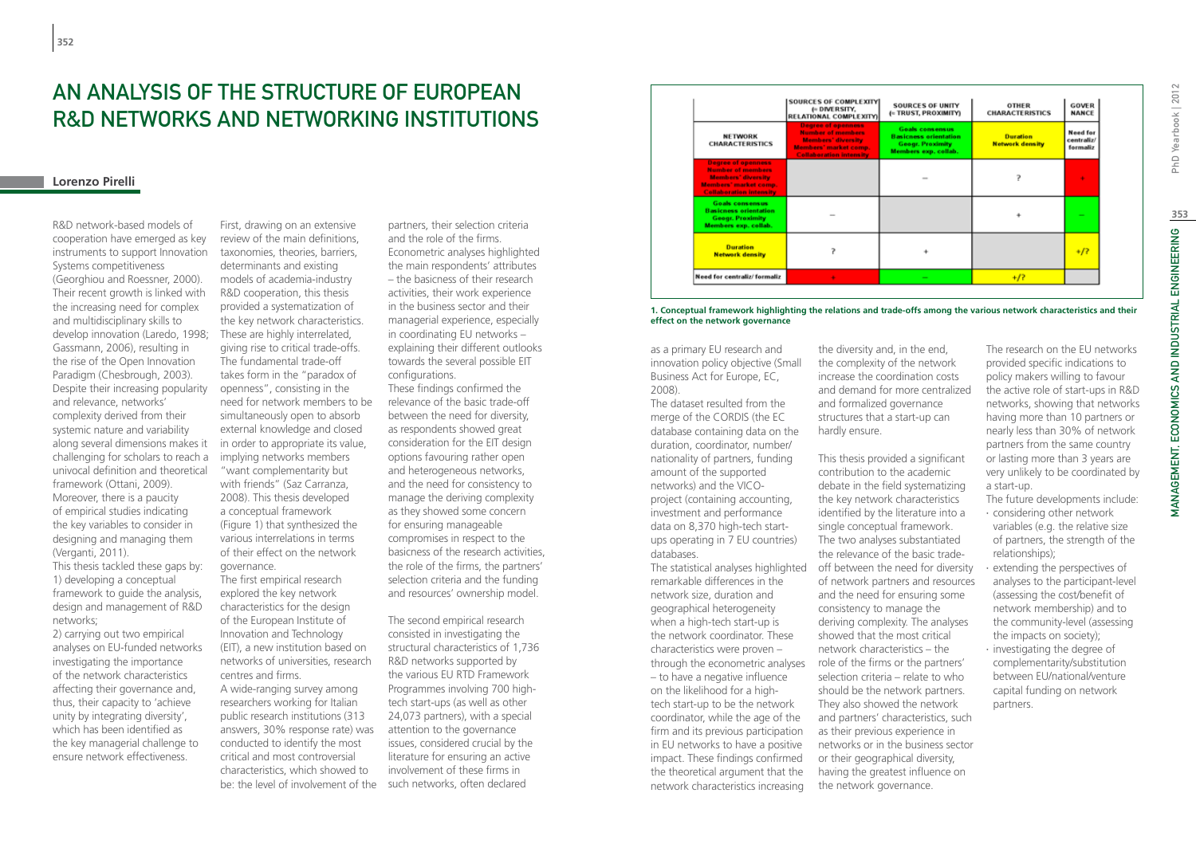# AN ANALYSIS OF THE STRUCTURE OF EUROPEAN R&D NETWORKS AND NETWORKING INSTITUTIONS

**Lorenzo Pirelli**

R&D network-based models of cooperation have emerged as key instruments to support Innovation Systems competitiveness (Georghiou and Roessner, 2000). Their recent growth is linked with the increasing need for complex and multidisciplinary skills to develop innovation (Laredo, 1998; Gassmann, 2006), resulting in the rise of the Open Innovation Paradigm (Chesbrough, 2003). Despite their increasing popularity and relevance, networks' complexity derived from their systemic nature and variability along several dimensions makes it challenging for scholars to reach a univocal definition and theoretical framework (Ottani, 2009). Moreover, there is a paucity of empirical studies indicating the key variables to consider in designing and managing them (Verganti, 2011).

This thesis tackled these gaps by:
1) developing a conceptual framework to guide the analysis, design and management of R&D networks;
2) carrying out two empirical analyses on EU-funded networks investigating the importance of the network characteristics affecting their governance and, thus, their capacity to 'achieve unity by integrating diversity', which has been identified as the key managerial challenge to ensure network effectiveness.

First, drawing on an extensive review of the main definitions, taxonomies, theories, barriers, determinants and existing models of academia-industry R&D cooperation, this thesis provided a systematization of the key network characteristics. These are highly interrelated, giving rise to critical trade-offs. The fundamental trade-off takes form in the "paradox of openness", consisting in the need for network members to be simultaneously open to absorb external knowledge and closed in order to appropriate its value, implying networks members "want complementarity but with friends" (Saz Carranza, 2008). This thesis developed a conceptual framework (Figure 1) that synthesized the various interrelations in terms of their effect on the network governance.

The first empirical research explored the key network characteristics for the design of the European Institute of Innovation and Technology (EIT), a new institution based on networks of universities, research centres and firms.

A wide-ranging survey among researchers working for Italian public research institutions (313 answers, 30% response rate) was conducted to identify the most critical and most controversial characteristics, which showed to be: the level of involvement of the partners, their selection criteria and the role of the firms. Econometric analyses highlighted the main respondents' attributes – the basicness of their research activities, their work experience in the business sector and their managerial experience, especially in coordinating EU networks – explaining their different outlooks towards the several possible EIT configurations.

These findings confirmed the relevance of the basic trade-off between the need for diversity, as respondents showed great consideration for the EIT design options favouring rather open and heterogeneous networks, and the need for consistency to manage the deriving complexity as they showed some concern for ensuring manageable compromises in respect to the basicness of the research activities, the role of the firms, the partners' selection criteria and the funding and resources' ownership model.

The second empirical research consisted in investigating the structural characteristics of 1,736 R&D networks supported by the various EU RTD Framework Programmes involving 700 high-tech start-ups (as well as other 24,073 partners), with a special attention to the governance issues, considered crucial by the literature for ensuring an active involvement of these firms in such networks, often declared as a primary EU research and innovation policy objective (Small Business Act for Europe, EC, 2008).

The dataset resulted from the merge of the CORDIS (the EC database containing data on the duration, coordinator, number/nationality of partners, funding amount of the supported networks) and the VICO-project (containing accounting, investment and performance data on 8,370 high-tech start-ups operating in 7 EU countries) databases.

The statistical analyses highlighted remarkable differences in the network size, duration and geographical heterogeneity when a high-tech start-up is the network coordinator. These characteristics were proven – through the econometric analyses – to have a negative influence on the likelihood for a high-tech start-up to be the network coordinator, while the age of the firm and its previous participation in EU networks to have a positive impact. These findings confirmed the theoretical argument that the network characteristics increasing the diversity and, in the end, the complexity of the network increase the coordination costs and demand for more centralized and formalized governance structures that a start-up can hardly ensure.

This thesis provided a significant contribution to the academic debate in the field systematizing the key network characteristics identified by the literature into a single conceptual framework. The two analyses substantiated the relevance of the basic trade-off between the need for diversity of network partners and resources and the need for ensuring some consistency to manage the deriving complexity. The analyses showed that the most critical network characteristics – the role of the firms or the partners' selection criteria – relate to who should be the network partners. They also showed the network and partners' characteristics, such as their previous experience in networks or in the business sector or their geographical diversity, having the greatest influence on the network governance.

The research on the EU networks provided specific indications to policy makers willing to favour the active role of start-ups in R&D networks, showing that networks having more than 10 partners or nearly less than 30% of network partners from the same country or lasting more than 3 years are very unlikely to be coordinated by a start-up.

The future developments include:
- considering other network variables (e.g. the relative size of partners, the strength of the relationships);
- extending the perspectives of analyses to the participant-level (assessing the cost/benefit of network membership) and to the community-level (assessing the impacts on society);
- investigating the degree of complementarity/substitution between EU/national/venture capital funding on network partners.

| | SOURCES OF COMPLEXITY (= DIVERSITY, RELATIONAL COMPLEXITY) | SOURCES OF UNITY (= TRUST, PROXIMITY) | OTHER CHARACTERISTICS | GOVERNANCE |
|---|---|---|---|---|
| NETWORK CHARACTERISTICS | Degree of openness; Number of members; Members' diversity; Members' market comp.; Collaboration intensity | Goals consensus; Basicness orientation; Geogr. Proximity; Members exp. collab. | Duration; Network density | Need for centraliz/ formaliz |
| Degree of openness; Number of members; Members' diversity; Members' market comp.; Collaboration intensity | | – | ? | + |
| Goals consensus; Basicness orientation; Geogr. Proximity; Members exp. collab. | – | | + | – |
| Duration; Network density | ? | + | | +/? |
| Need for centraliz/ formaliz | + | – | +/? | |

**1. Conceptual framework highlighting the relations and trade-offs among the various network characteristics and their effect on the network governance**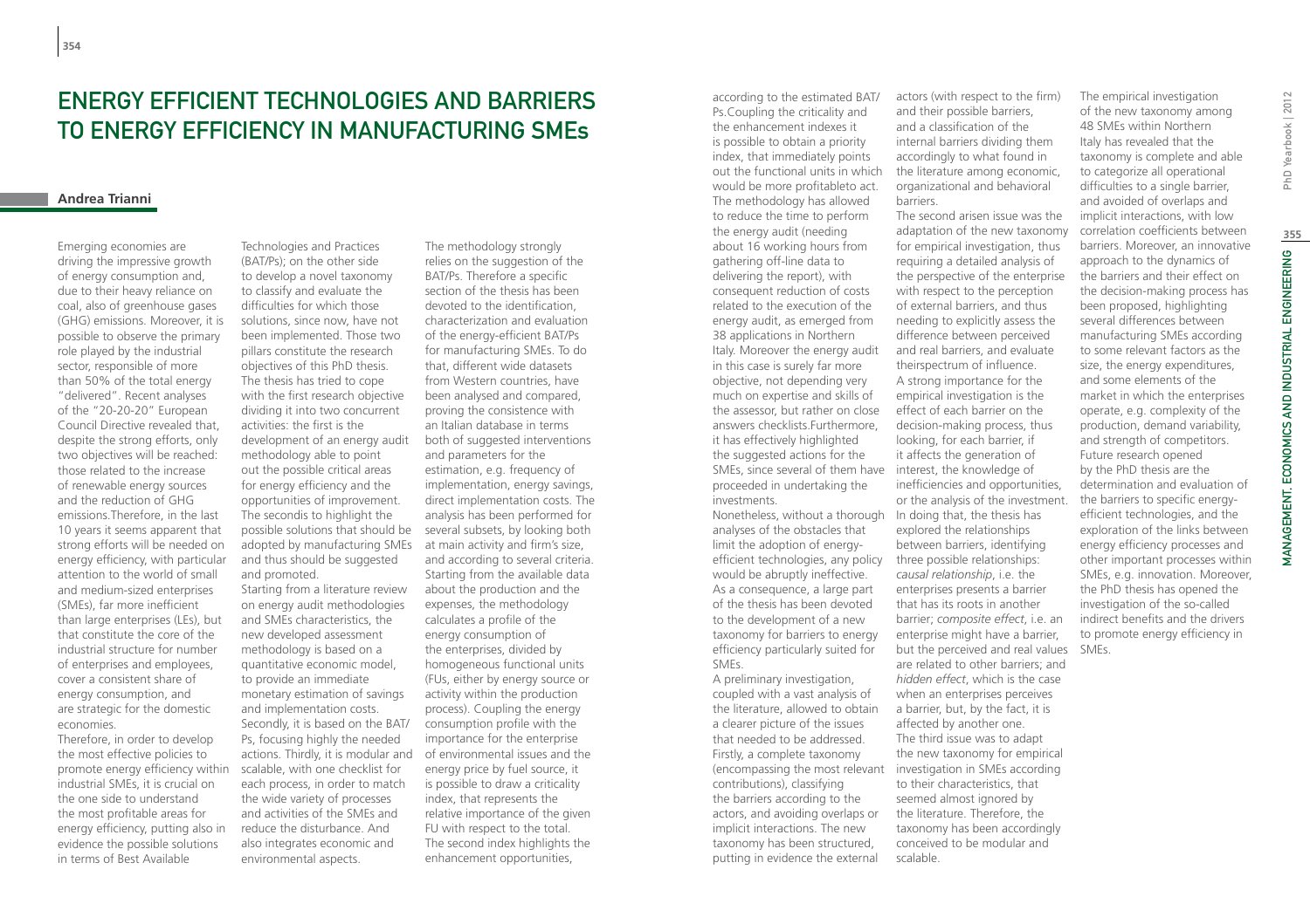# Energy Efficient Technologies and Barriers to Energy Efficiency in Manufacturing SMEs

## Andrea Trianni

Emerging economies are driving the impressive growth of energy consumption and, due to their heavy reliance on coal, also of greenhouse gases (GHG) emissions. Moreover, it is possible to observe the primary role played by the industrial sector, responsible of more than 50% of the total energy "delivered". Recent analyses of the "20-20-20" European Council Directive revealed that, despite the strong efforts, only two objectives will be reached: those related to the increase of renewable energy sources and the reduction of GHG emissions.Therefore, in the last 10 years it seems apparent that strong efforts will be needed on energy efficiency, with particular attention to the world of small and medium-sized enterprises (SMEs), far more inefficient than large enterprises (LEs), but that constitute the core of the industrial structure for number of enterprises and employees, cover a consistent share of energy consumption, and are strategic for the domestic economies.

Therefore, in order to develop the most effective policies to promote energy efficiency within industrial SMEs, it is crucial on the one side to understand the most profitable areas for energy efficiency, putting also in evidence the possible solutions in terms of Best Available Technologies and Practices (BAT/Ps); on the other side to develop a novel taxonomy to classify and evaluate the difficulties for which those solutions, since now, have not been implemented. Those two pillars constitute the research objectives of this PhD thesis. The thesis has tried to cope with the first research objective dividing it into two concurrent activities: the first is the development of an energy audit methodology able to point out the possible critical areas for energy efficiency and the opportunities of improvement. The secondis to highlight the possible solutions that should be adopted by manufacturing SMEs and thus should be suggested and promoted.

Starting from a literature review on energy audit methodologies and SMEs characteristics, the new developed assessment methodology is based on a quantitative economic model, to provide an immediate monetary estimation of savings and implementation costs. Secondly, it is based on the BAT/Ps, focusing highly the needed actions. Thirdly, it is modular and scalable, with one checklist for each process, in order to match the wide variety of processes and activities of the SMEs and reduce the disturbance. And also integrates economic and environmental aspects.

The methodology strongly relies on the suggestion of the BAT/Ps. Therefore a specific section of the thesis has been devoted to the identification, characterization and evaluation of the energy-efficient BAT/Ps for manufacturing SMEs. To do that, different wide datasets from Western countries, have been analysed and compared, proving the consistence with an Italian database in terms both of suggested interventions and parameters for the estimation, e.g. frequency of implementation, energy savings, direct implementation costs. The analysis has been performed for several subsets, by looking both at main activity and firm's size, and according to several criteria. Starting from the available data about the production and the expenses, the methodology calculates a profile of the energy consumption of the enterprises, divided by homogeneous functional units (FUs, either by energy source or activity within the production process). Coupling the energy consumption profile with the importance for the enterprise of environmental issues and the energy price by fuel source, it is possible to draw a criticality index, that represents the relative importance of the given FU with respect to the total. The second index highlights the enhancement opportunities, according to the estimated BAT/Ps.Coupling the criticality and the enhancement indexes it is possible to obtain a priority index, that immediately points out the functional units in which would be more profitableto act. The methodology has allowed to reduce the time to perform the energy audit (needing about 16 working hours from gathering off-line data to delivering the report), with consequent reduction of costs related to the execution of the energy audit, as emerged from 38 applications in Northern Italy. Moreover the energy audit in this case is surely far more objective, not depending very much on expertise and skills of the assessor, but rather on close answers checklists.Furthermore, it has effectively highlighted the suggested actions for the SMEs, since several of them have proceeded in undertaking the investments.

Nonetheless, without a thorough analyses of the obstacles that limit the adoption of energy-efficient technologies, any policy would be abruptly ineffective. As a consequence, a large part of the thesis has been devoted to the development of a new taxonomy for barriers to energy efficiency particularly suited for SMEs.

A preliminary investigation, coupled with a vast analysis of the literature, allowed to obtain a clearer picture of the issues that needed to be addressed. Firstly, a complete taxonomy (encompassing the most relevant contributions), classifying the barriers according to the actors, and avoiding overlaps or implicit interactions. The new taxonomy has been structured, putting in evidence the external actors (with respect to the firm) and their possible barriers, and a classification of the internal barriers dividing them accordingly to what found in the literature among economic, organizational and behavioral barriers.

The second arisen issue was the adaptation of the new taxonomy for empirical investigation, thus requiring a detailed analysis of the perspective of the enterprise with respect to the perception of external barriers, and thus needing to explicitly assess the difference between perceived and real barriers, and evaluate theirspectrum of influence.

A strong importance for the empirical investigation is the effect of each barrier on the decision-making process, thus looking, for each barrier, if it affects the generation of interest, the knowledge of inefficiencies and opportunities, or the analysis of the investment. In doing that, the thesis has explored the relationships between barriers, identifying three possible relationships: *causal relationship*, i.e. the enterprises presents a barrier that has its roots in another barrier; *composite effect*, i.e. an enterprise might have a barrier, but the perceived and real values are related to other barriers; and *hidden effect*, which is the case when an enterprises perceives a barrier, but, by the fact, it is affected by another one.

The third issue was to adapt the new taxonomy for empirical investigation in SMEs according to their characteristics, that seemed almost ignored by the literature. Therefore, the taxonomy has been accordingly conceived to be modular and scalable.

The empirical investigation of the new taxonomy among 48 SMEs within Northern Italy has revealed that the taxonomy is complete and able to categorize all operational difficulties to a single barrier, and avoided of overlaps and implicit interactions, with low correlation coefficients between barriers. Moreover, an innovative approach to the dynamics of the barriers and their effect on the decision-making process has been proposed, highlighting several differences between manufacturing SMEs according to some relevant factors as the size, the energy expenditures, and some elements of the market in which the enterprises operate, e.g. complexity of the production, demand variability, and strength of competitors.

Future research opened by the PhD thesis are the determination and evaluation of the barriers to specific energy-efficient technologies, and the exploration of the links between energy efficiency processes and other important processes within SMEs, e.g. innovation. Moreover, the PhD thesis has opened the investigation of the so-called indirect benefits and the drivers to promote energy efficiency in SMEs.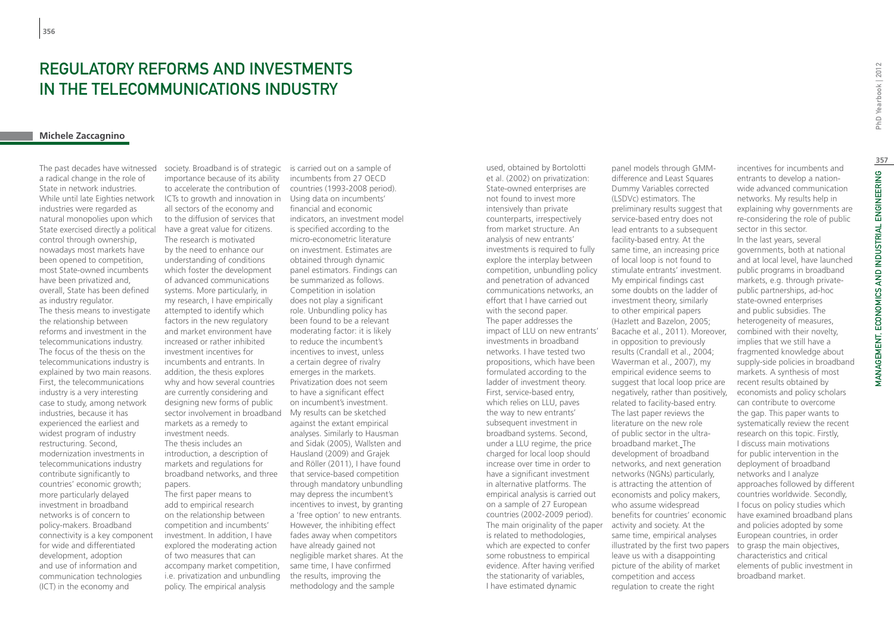# Regulatory Reforms and Investments in the Telecommunications Industry

**Michele Zaccagnino**

The past decades have witnessed a radical change in the role of State in network industries. While until late Eighties network industries were regarded as natural monopolies upon which State exercised directly a political control through ownership, nowadays most markets have been opened to competition, most State-owned incumbents have been privatized and, overall, State has been defined as industry regulator.

The thesis means to investigate the relationship between reforms and investment in the telecommunications industry. The focus of the thesis on the telecommunications industry is explained by two main reasons. First, the telecommunications industry is a very interesting case to study, among network industries, because it has experienced the earliest and widest program of industry restructuring. Second, modernization investments in telecommunications industry contribute significantly to countries' economic growth; more particularly delayed investment in broadband networks is of concern to policy-makers. Broadband connectivity is a key component for wide and differentiated development, adoption and use of information and communication technologies (ICT) in the economy and society. Broadband is of strategic importance because of its ability to accelerate the contribution of ICTs to growth and innovation in all sectors of the economy and to the diffusion of services that have a great value for citizens. The research is motivated by the need to enhance our understanding of conditions which foster the development of advanced communications systems. More particularly, in my research, I have empirically attempted to identify which factors in the new regulatory and market environment have increased or rather inhibited investment incentives for incumbents and entrants. In addition, the thesis explores why and how several countries are currently considering and designing new forms of public sector involvement in broadband markets as a remedy to investment needs.

The thesis includes an introduction, a description of markets and regulations for broadband networks, and three papers.

The first paper means to add to empirical research on the relationship between competition and incumbents' investment. In addition, I have explored the moderating action of two measures that can accompany market competition, i.e. privatization and unbundling policy. The empirical analysis is carried out on a sample of incumbents from 27 OECD countries (1993-2008 period). Using data on incumbents' financial and economic indicators, an investment model is specified according to the micro-econometric literature on investment. Estimates are obtained through dynamic panel estimators. Findings can be summarized as follows. Competition in isolation does not play a significant role. Unbundling policy has been found to be a relevant moderating factor: it is likely to reduce the incumbent's incentives to invest, unless a certain degree of rivalry emerges in the markets. Privatization does not seem to have a significant effect on incumbent's investment. My results can be sketched against the extant empirical analyses. Similarly to Hausman and Sidak (2005), Wallsten and Hausland (2009) and Grajek and Röller (2011), I have found that service-based competition through mandatory unbundling may depress the incumbent's incentives to invest, by granting a 'free option' to new entrants. However, the inhibiting effect fades away when competitors have already gained not negligible market shares. At the same time, I have confirmed the results, improving the methodology and the sample used, obtained by Bortolotti et al. (2002) on privatization: State-owned enterprises are not found to invest more intensively than private counterparts, irrespectively from market structure. An analysis of new entrants' investments is required to fully explore the interplay between competition, unbundling policy and penetration of advanced communications networks, an effort that I have carried out with the second paper.

The paper addresses the impact of LLU on new entrants' investments in broadband networks. I have tested two propositions, which have been formulated according to the ladder of investment theory. First, service-based entry, which relies on LLU, paves the way to new entrants' subsequent investment in broadband systems. Second, under a LLU regime, the price charged for local loop should increase over time in order to have a significant investment in alternative platforms. The empirical analysis is carried out on a sample of 27 European countries (2002-2009 period). The main originality of the paper is related to methodologies, which are expected to confer some robustness to empirical evidence. After having verified the stationarity of variables, I have estimated dynamic panel models through GMM-difference and Least Squares Dummy Variables corrected (LSDVc) estimators. The preliminary results suggest that service-based entry does not lead entrants to a subsequent facility-based entry. At the same time, an increasing price of local loop is not found to stimulate entrants' investment. My empirical findings cast some doubts on the ladder of investment theory, similarly to other empirical papers (Hazlett and Bazelon, 2005; Bacache et al., 2011). Moreover, in opposition to previously results (Crandall et al., 2004; Waverman et al., 2007), my empirical evidence seems to suggest that local loop price are negatively, rather than positively, related to facility-based entry.

The last paper reviews the literature on the new role of public sector in the ultra-broadband market. The development of broadband networks, and next generation networks (NGNs) particularly, is attracting the attention of economists and policy makers, who assume widespread benefits for countries' economic activity and society. At the same time, empirical analyses illustrated by the first two papers leave us with a disappointing picture of the ability of market competition and access regulation to create the right incentives for incumbents and entrants to develop a nation-wide advanced communication networks. My results help in explaining why governments are re-considering the role of public sector in this sector.

In the last years, several governments, both at national and at local level, have launched public programs in broadband markets, e.g. through private-public partnerships, ad-hoc state-owned enterprises and public subsidies. The heterogeneity of measures, combined with their novelty, implies that we still have a fragmented knowledge about supply-side policies in broadband markets. A synthesis of most recent results obtained by economists and policy scholars can contribute to overcome the gap. This paper wants to systematically review the recent research on this topic. Firstly, I discuss main motivations for public intervention in the deployment of broadband networks and I analyze approaches followed by different countries worldwide. Secondly, I focus on policy studies which have examined broadband plans and policies adopted by some European countries, in order to grasp the main objectives, characteristics and critical elements of public investment in broadband market.